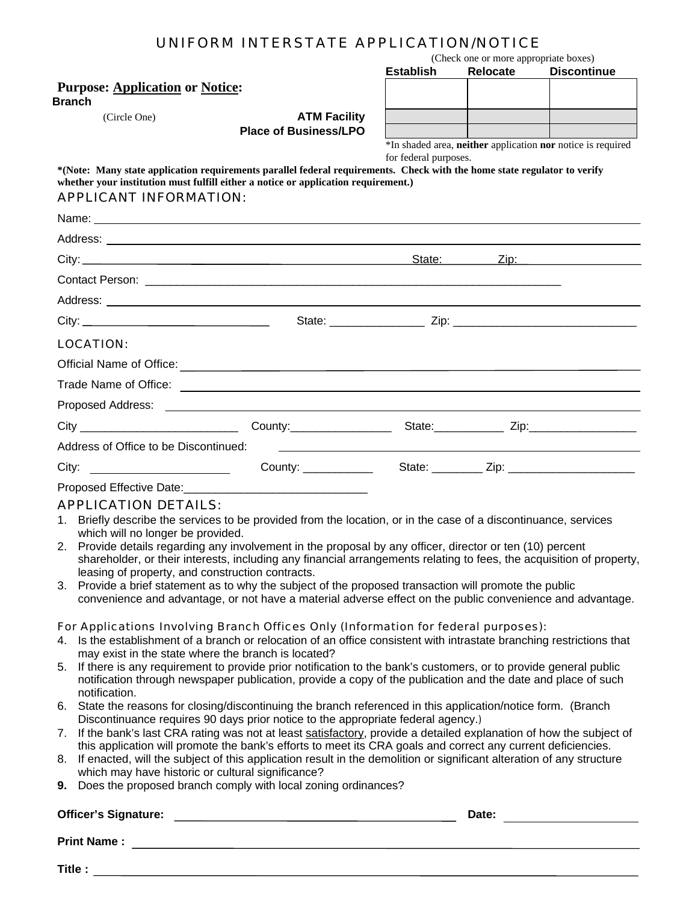# UNIFORM INTERSTATE APPLICATION/NOTICE

(Check one or more appropriate boxes)

**Purpose: Application or Notice:**

(Circle One)

| | Establish | Relocate | Discontinue |
|---|---|---|---|
| **Branch** | | | |
| **ATM Facility** | | | |
| **Place of Business/LPO** | | | |

*In shaded area, **neither** application **nor** notice is required for federal purposes.

***(Note: Many state application requirements parallel federal requirements. Check with the home state regulator to verify whether your institution must fulfill either a notice or application requirement.)**

## APPLICANT INFORMATION:

Name: ______________________________________________

Address: ______________________________________________

City: ______________________________ State:________ Zip: ____________________

Contact Person: ______________________________________________

Address: ______________________________________________

City: ______________________________ State: _______________ Zip: ______________________________

## LOCATION:

Official Name of Office: ______________________________________________

Trade Name of Office: ______________________________________________

Proposed Address: ______________________________________________

City _________________________ County:________________ State:___________ Zip:_________________

Address of Office to be Discontinued: ______________________________________________

City: ______________________ County: ___________ State: ________ Zip: ____________________

Proposed Effective Date:_____________________________

## APPLICATION DETAILS:

1. Briefly describe the services to be provided from the location, or in the case of a discontinuance, services which will no longer be provided.
2. Provide details regarding any involvement in the proposal by any officer, director or ten (10) percent shareholder, or their interests, including any financial arrangements relating to fees, the acquisition of property, leasing of property, and construction contracts.
3. Provide a brief statement as to why the subject of the proposed transaction will promote the public convenience and advantage, or not have a material adverse effect on the public convenience and advantage.

### For Applications Involving Branch Offices Only (Information for federal purposes):

4. Is the establishment of a branch or relocation of an office consistent with intrastate branching restrictions that may exist in the state where the branch is located?
5. If there is any requirement to provide prior notification to the bank's customers, or to provide general public notification through newspaper publication, provide a copy of the publication and the date and place of such notification.
6. State the reasons for closing/discontinuing the branch referenced in this application/notice form. (Branch Discontinuance requires 90 days prior notice to the appropriate federal agency.)
7. If the bank's last CRA rating was not at least satisfactory, provide a detailed explanation of how the subject of this application will promote the bank's efforts to meet its CRA goals and correct any current deficiencies.
8. If enacted, will the subject of this application result in the demolition or significant alteration of any structure which may have historic or cultural significance?
9. **Does the proposed branch comply with local zoning ordinances?**

**Officer's Signature:** ______________________________ **Date:** ____________________

**Print Name :** ______________________________________________

**Title :** ______________________________________________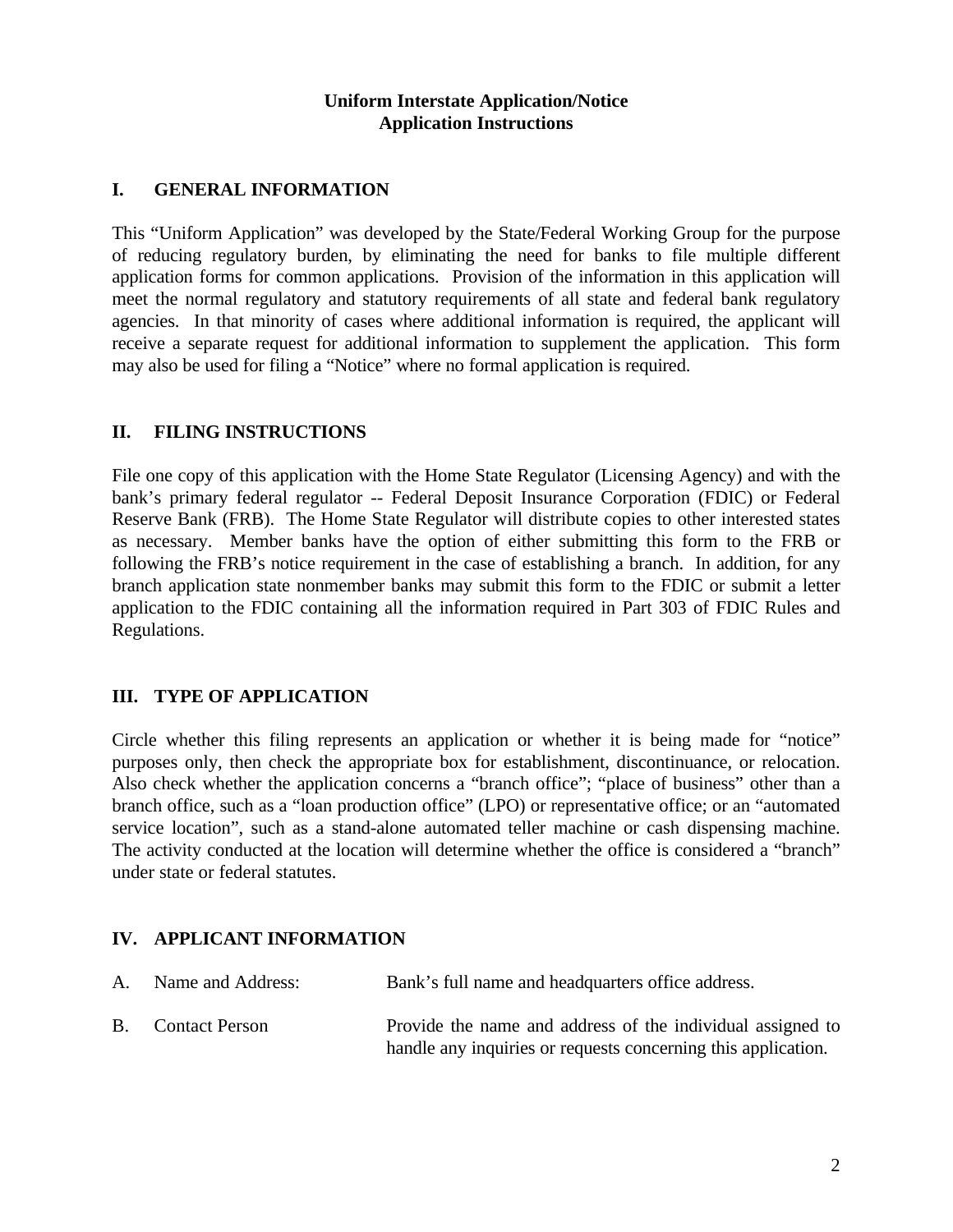**Uniform Interstate Application/Notice**
**Application Instructions**

## I. GENERAL INFORMATION

This "Uniform Application" was developed by the State/Federal Working Group for the purpose of reducing regulatory burden, by eliminating the need for banks to file multiple different application forms for common applications. Provision of the information in this application will meet the normal regulatory and statutory requirements of all state and federal bank regulatory agencies. In that minority of cases where additional information is required, the applicant will receive a separate request for additional information to supplement the application. This form may also be used for filing a "Notice" where no formal application is required.

## II. FILING INSTRUCTIONS

File one copy of this application with the Home State Regulator (Licensing Agency) and with the bank's primary federal regulator -- Federal Deposit Insurance Corporation (FDIC) or Federal Reserve Bank (FRB). The Home State Regulator will distribute copies to other interested states as necessary. Member banks have the option of either submitting this form to the FRB or following the FRB's notice requirement in the case of establishing a branch. In addition, for any branch application state nonmember banks may submit this form to the FDIC or submit a letter application to the FDIC containing all the information required in Part 303 of FDIC Rules and Regulations.

## III. TYPE OF APPLICATION

Circle whether this filing represents an application or whether it is being made for "notice" purposes only, then check the appropriate box for establishment, discontinuance, or relocation. Also check whether the application concerns a "branch office"; "place of business" other than a branch office, such as a "loan production office" (LPO) or representative office; or an "automated service location", such as a stand-alone automated teller machine or cash dispensing machine. The activity conducted at the location will determine whether the office is considered a "branch" under state or federal statutes.

## IV. APPLICANT INFORMATION

A. Name and Address: Bank's full name and headquarters office address.

B. Contact Person: Provide the name and address of the individual assigned to handle any inquiries or requests concerning this application.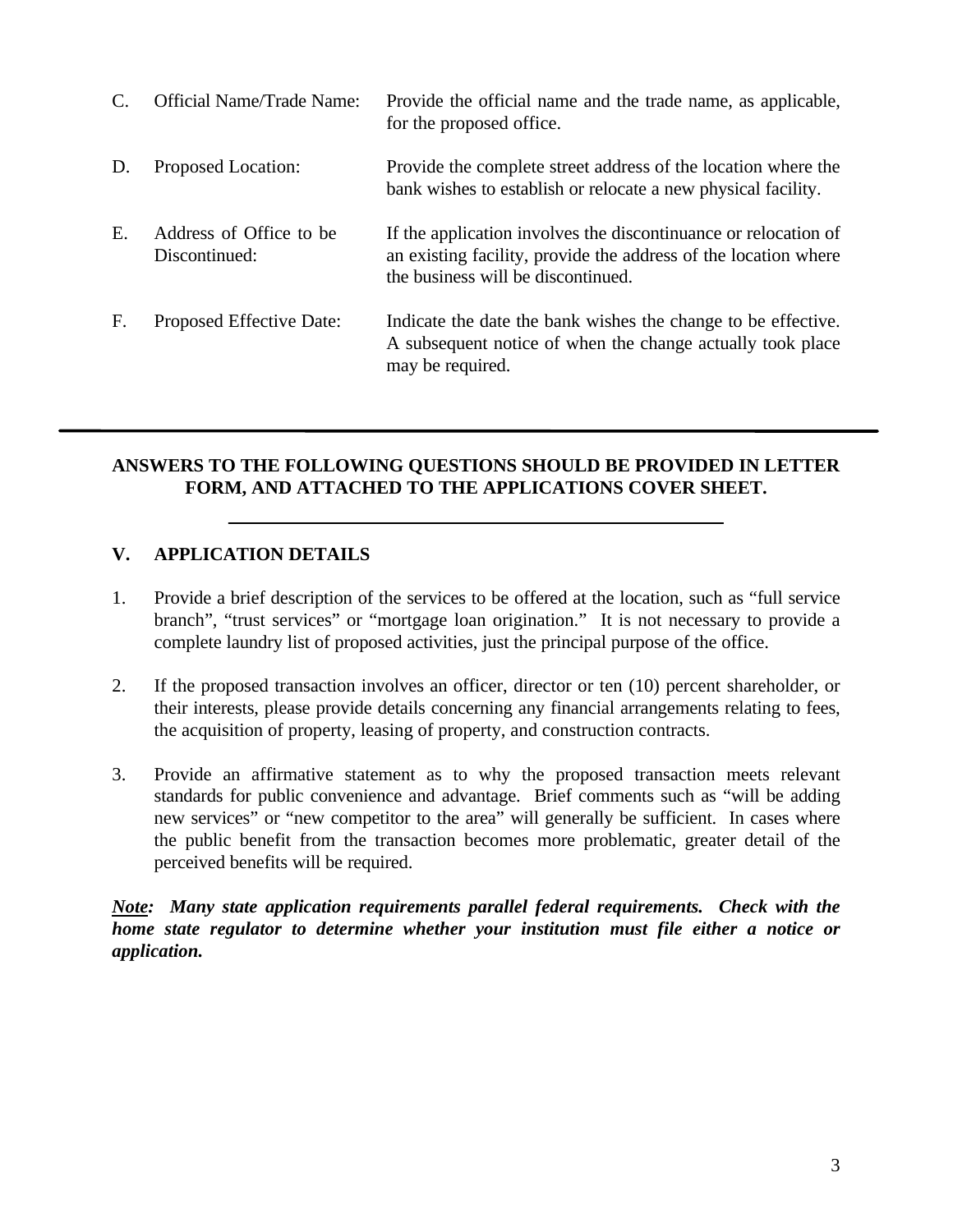C. Official Name/Trade Name: Provide the official name and the trade name, as applicable, for the proposed office.

D. Proposed Location: Provide the complete street address of the location where the bank wishes to establish or relocate a new physical facility.

E. Address of Office to be Discontinued: If the application involves the discontinuance or relocation of an existing facility, provide the address of the location where the business will be discontinued.

F. Proposed Effective Date: Indicate the date the bank wishes the change to be effective. A subsequent notice of when the change actually took place may be required.

---

**ANSWERS TO THE FOLLOWING QUESTIONS SHOULD BE PROVIDED IN LETTER FORM, AND ATTACHED TO THE APPLICATIONS COVER SHEET.**

---

## V. APPLICATION DETAILS

1. Provide a brief description of the services to be offered at the location, such as "full service branch", "trust services" or "mortgage loan origination." It is not necessary to provide a complete laundry list of proposed activities, just the principal purpose of the office.

2. If the proposed transaction involves an officer, director or ten (10) percent shareholder, or their interests, please provide details concerning any financial arrangements relating to fees, the acquisition of property, leasing of property, and construction contracts.

3. Provide an affirmative statement as to why the proposed transaction meets relevant standards for public convenience and advantage. Brief comments such as "will be adding new services" or "new competitor to the area" will generally be sufficient. In cases where the public benefit from the transaction becomes more problematic, greater detail of the perceived benefits will be required.

***Note:* Many state application requirements parallel federal requirements. Check with the home state regulator to determine whether your institution must file either a notice or application.**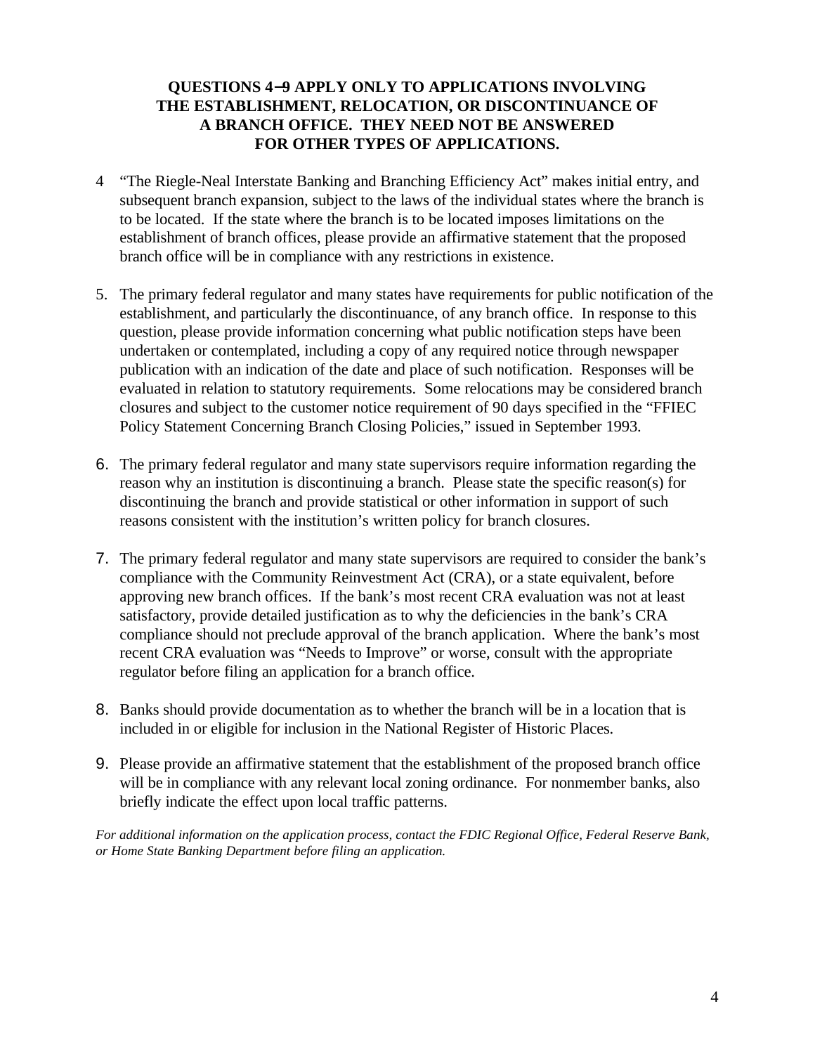**QUESTIONS 4–9 APPLY ONLY TO APPLICATIONS INVOLVING THE ESTABLISHMENT, RELOCATION, OR DISCONTINUANCE OF A BRANCH OFFICE. THEY NEED NOT BE ANSWERED FOR OTHER TYPES OF APPLICATIONS.**

4. "The Riegle-Neal Interstate Banking and Branching Efficiency Act" makes initial entry, and subsequent branch expansion, subject to the laws of the individual states where the branch is to be located. If the state where the branch is to be located imposes limitations on the establishment of branch offices, please provide an affirmative statement that the proposed branch office will be in compliance with any restrictions in existence.

5. The primary federal regulator and many states have requirements for public notification of the establishment, and particularly the discontinuance, of any branch office. In response to this question, please provide information concerning what public notification steps have been undertaken or contemplated, including a copy of any required notice through newspaper publication with an indication of the date and place of such notification. Responses will be evaluated in relation to statutory requirements. Some relocations may be considered branch closures and subject to the customer notice requirement of 90 days specified in the "FFIEC Policy Statement Concerning Branch Closing Policies," issued in September 1993.

6. The primary federal regulator and many state supervisors require information regarding the reason why an institution is discontinuing a branch. Please state the specific reason(s) for discontinuing the branch and provide statistical or other information in support of such reasons consistent with the institution's written policy for branch closures.

7. The primary federal regulator and many state supervisors are required to consider the bank's compliance with the Community Reinvestment Act (CRA), or a state equivalent, before approving new branch offices. If the bank's most recent CRA evaluation was not at least satisfactory, provide detailed justification as to why the deficiencies in the bank's CRA compliance should not preclude approval of the branch application. Where the bank's most recent CRA evaluation was "Needs to Improve" or worse, consult with the appropriate regulator before filing an application for a branch office.

8. Banks should provide documentation as to whether the branch will be in a location that is included in or eligible for inclusion in the National Register of Historic Places.

9. Please provide an affirmative statement that the establishment of the proposed branch office will be in compliance with any relevant local zoning ordinance. For nonmember banks, also briefly indicate the effect upon local traffic patterns.

*For additional information on the application process, contact the FDIC Regional Office, Federal Reserve Bank, or Home State Banking Department before filing an application.*